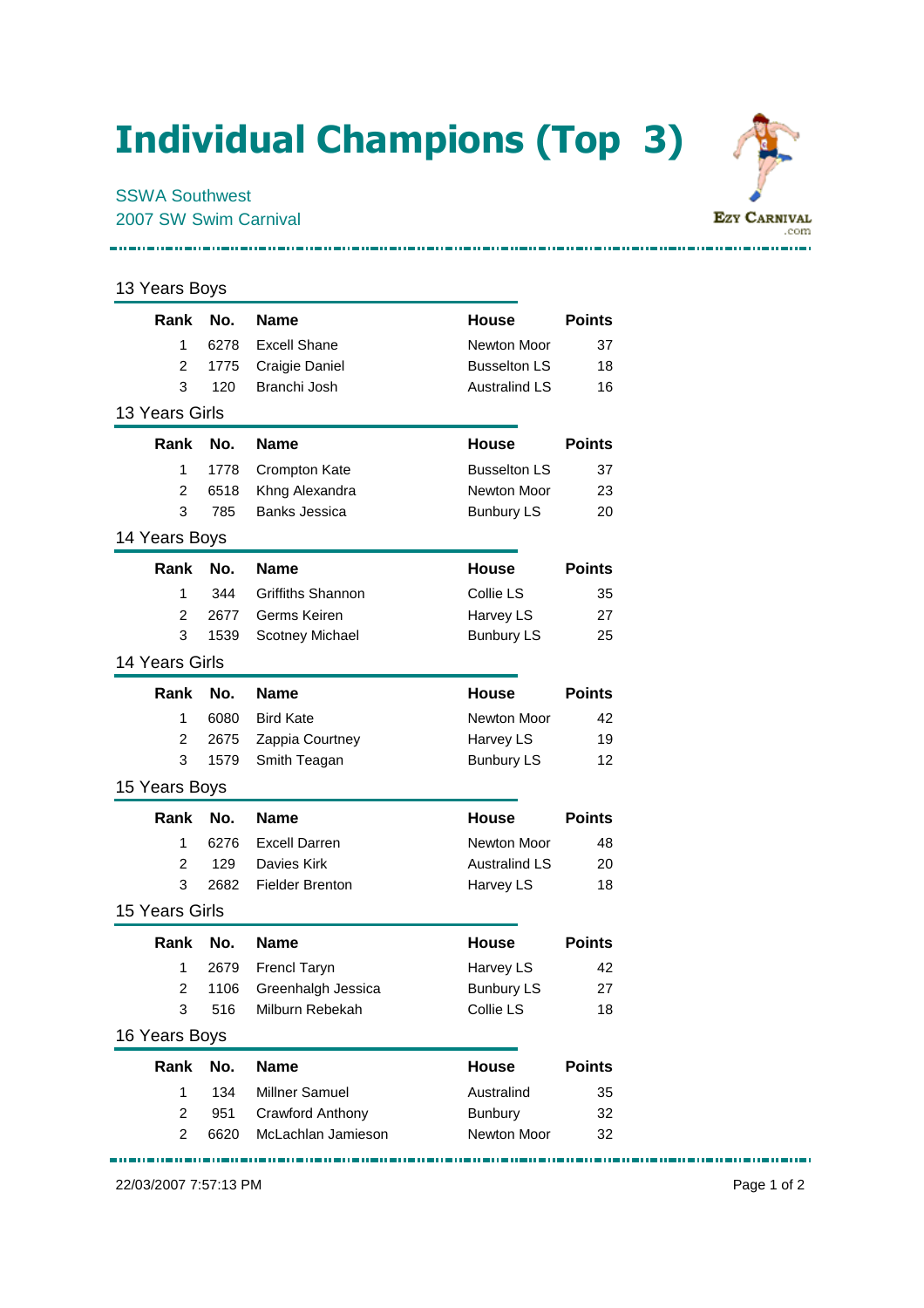# Individual Champions (Top 3)

SSWA Southwest

2007 SW Swim Carnival

### 13 Years Boys

| Rank | No. | Name | House | Points |
|---|---|---|---|---|
| 1 | 6278 | Excell Shane | Newton Moor | 37 |
| 2 | 1775 | Craigie Daniel | Busselton LS | 18 |
| 3 | 120 | Branchi Josh | Australind LS | 16 |

### 13 Years Girls

| Rank | No. | Name | House | Points |
|---|---|---|---|---|
| 1 | 1778 | Crompton Kate | Busselton LS | 37 |
| 2 | 6518 | Khng Alexandra | Newton Moor | 23 |
| 3 | 785 | Banks Jessica | Bunbury LS | 20 |

### 14 Years Boys

| Rank | No. | Name | House | Points |
|---|---|---|---|---|
| 1 | 344 | Griffiths Shannon | Collie LS | 35 |
| 2 | 2677 | Germs Keiren | Harvey LS | 27 |
| 3 | 1539 | Scotney Michael | Bunbury LS | 25 |

### 14 Years Girls

| Rank | No. | Name | House | Points |
|---|---|---|---|---|
| 1 | 6080 | Bird Kate | Newton Moor | 42 |
| 2 | 2675 | Zappia Courtney | Harvey LS | 19 |
| 3 | 1579 | Smith Teagan | Bunbury LS | 12 |

### 15 Years Boys

| Rank | No. | Name | House | Points |
|---|---|---|---|---|
| 1 | 6276 | Excell Darren | Newton Moor | 48 |
| 2 | 129 | Davies Kirk | Australind LS | 20 |
| 3 | 2682 | Fielder Brenton | Harvey LS | 18 |

### 15 Years Girls

| Rank | No. | Name | House | Points |
|---|---|---|---|---|
| 1 | 2679 | Frencl Taryn | Harvey LS | 42 |
| 2 | 1106 | Greenhalgh Jessica | Bunbury LS | 27 |
| 3 | 516 | Milburn Rebekah | Collie LS | 18 |

### 16 Years Boys

| Rank | No. | Name | House | Points |
|---|---|---|---|---|
| 1 | 134 | Millner Samuel | Australind | 35 |
| 2 | 951 | Crawford Anthony | Bunbury | 32 |
| 2 | 6620 | McLachlan Jamieson | Newton Moor | 32 |

22/03/2007 7:57:13 PM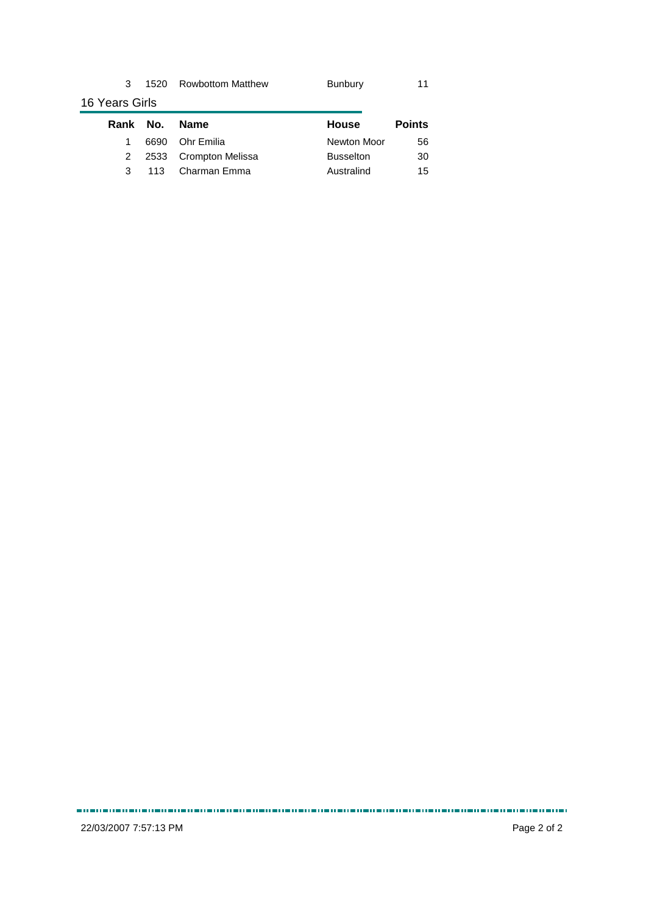| | | | | |
|---|---|---|---|---|
| 3 | 1520 | Rowbottom Matthew | Bunbury | 11 |

## 16 Years Girls

| Rank | No. | Name | House | Points |
|---|---|---|---|---|
| 1 | 6690 | Ohr Emilia | Newton Moor | 56 |
| 2 | 2533 | Crompton Melissa | Busselton | 30 |
| 3 | 113 | Charman Emma | Australind | 15 |

22/03/2007 7:57:13 PM